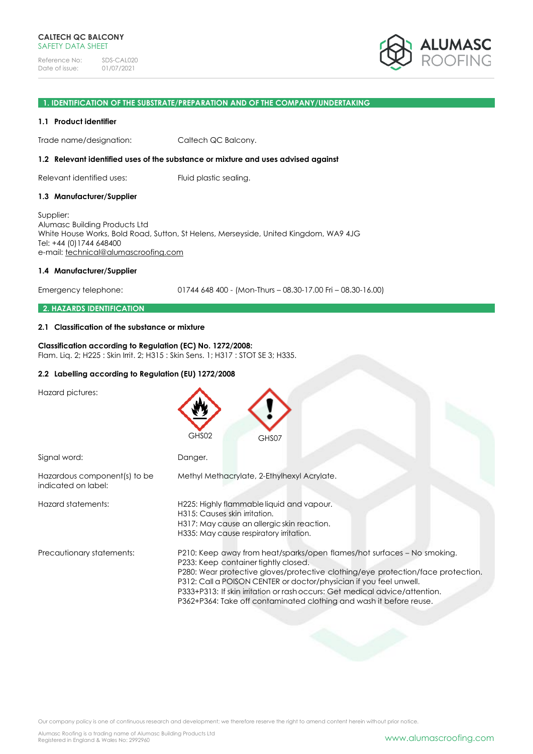CALTECH QC BALCONY
SAFETY DATA SHEET

Reference No: SDS-CAL020
Date of issue: 01/07/2021

## 1. IDENTIFICATION OF THE SUBSTRATE/PREPARATION AND OF THE COMPANY/UNDERTAKING

### 1.1 Product identifier

Trade name/designation: Caltech QC Balcony.

### 1.2 Relevant identified uses of the substance or mixture and uses advised against

Relevant identified uses: Fluid plastic sealing.

### 1.3 Manufacturer/Supplier

Supplier:
Alumasc Building Products Ltd
White House Works, Bold Road, Sutton, St Helens, Merseyside, United Kingdom, WA9 4JG
Tel: +44 (0)1744 648400
e-mail: technical@alumascroofing.com

### 1.4 Manufacturer/Supplier

Emergency telephone: 01744 648 400 - (Mon-Thurs – 08.30-17.00 Fri – 08.30-16.00)

## 2. HAZARDS IDENTIFICATION

### 2.1 Classification of the substance or mixture

**Classification according to Regulation (EC) No. 1272/2008:**
Flam. Liq. 2; H225 : Skin Irrit. 2; H315 : Skin Sens. 1; H317 : STOT SE 3; H335.

### 2.2 Labelling according to Regulation (EU) 1272/2008

Hazard pictures: GHS02 GHS07

Signal word: Danger.

Hazardous component(s) to be indicated on label: Methyl Methacrylate, 2-Ethylhexyl Acrylate.

Hazard statements:
H225: Highly flammable liquid and vapour.
H315: Causes skin irritation.
H317: May cause an allergic skin reaction.
H335: May cause respiratory irritation.

Precautionary statements:
P210: Keep away from heat/sparks/open flames/hot surfaces – No smoking.
P233: Keep container tightly closed.
P280: Wear protective gloves/protective clothing/eye protection/face protection.
P312: Call a POISON CENTER or doctor/physician if you feel unwell.
P333+P313: If skin irritation or rash occurs: Get medical advice/attention.
P362+P364: Take off contaminated clothing and wash it before reuse.

Our company policy is one of continuous research and development; we therefore reserve the right to amend content herein without prior notice.

Alumasc Roofing is a trading name of Alumasc Building Products Ltd
Registered in England & Wales No: 2992960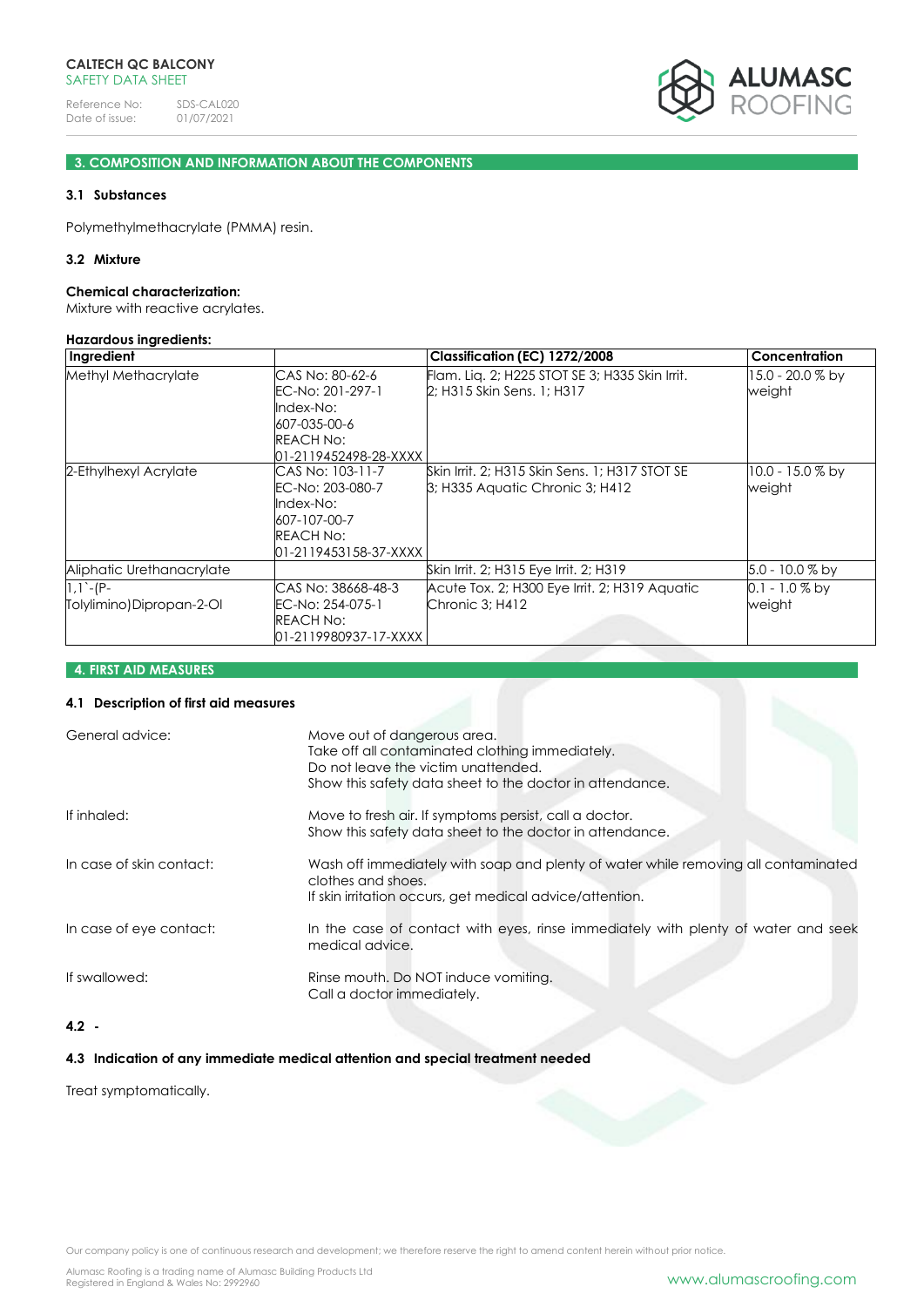## 3. COMPOSITION AND INFORMATION ABOUT THE COMPONENTS

### 3.1 Substances

Polymethylmethacrylate (PMMA) resin.

### 3.2 Mixture

**Chemical characterization:**
Mixture with reactive acrylates.

**Hazardous ingredients:**

| Ingredient | | Classification (EC) 1272/2008 | Concentration |
|---|---|---|---|
| Methyl Methacrylate | CAS No: 80-62-6 EC-No: 201-297-1 Index-No: 607-035-00-6 REACH No: 01-2119452498-28-XXXX | Flam. Liq. 2; H225 STOT SE 3; H335 Skin Irrit. 2; H315 Skin Sens. 1; H317 | 15.0 - 20.0 % by weight |
| 2-Ethylhexyl Acrylate | CAS No: 103-11-7 EC-No: 203-080-7 Index-No: 607-107-00-7 REACH No: 01-2119453158-37-XXXX | Skin Irrit. 2; H315 Skin Sens. 1; H317 STOT SE 3; H335 Aquatic Chronic 3; H412 | 10.0 - 15.0 % by weight |
| Aliphatic Urethanacrylate | | Skin Irrit. 2; H315 Eye Irrit. 2; H319 | 5.0 - 10.0 % by |
| 1,1`-(P-Tolylimino)Dipropan-2-Ol | CAS No: 38668-48-3 EC-No: 254-075-1 REACH No: 01-2119980937-17-XXXX | Acute Tox. 2; H300 Eye Irrit. 2; H319 Aquatic Chronic 3; H412 | 0.1 - 1.0 % by weight |

## 4. FIRST AID MEASURES

### 4.1 Description of first aid measures

**General advice:**
Move out of dangerous area.
Take off all contaminated clothing immediately.
Do not leave the victim unattended.
Show this safety data sheet to the doctor in attendance.

**If inhaled:**
Move to fresh air. If symptoms persist, call a doctor.
Show this safety data sheet to the doctor in attendance.

**In case of skin contact:**
Wash off immediately with soap and plenty of water while removing all contaminated clothes and shoes.
If skin irritation occurs, get medical advice/attention.

**In case of eye contact:**
In the case of contact with eyes, rinse immediately with plenty of water and seek medical advice.

**If swallowed:**
Rinse mouth. Do NOT induce vomiting.
Call a doctor immediately.

### 4.2 -

### 4.3 Indication of any immediate medical attention and special treatment needed

Treat symptomatically.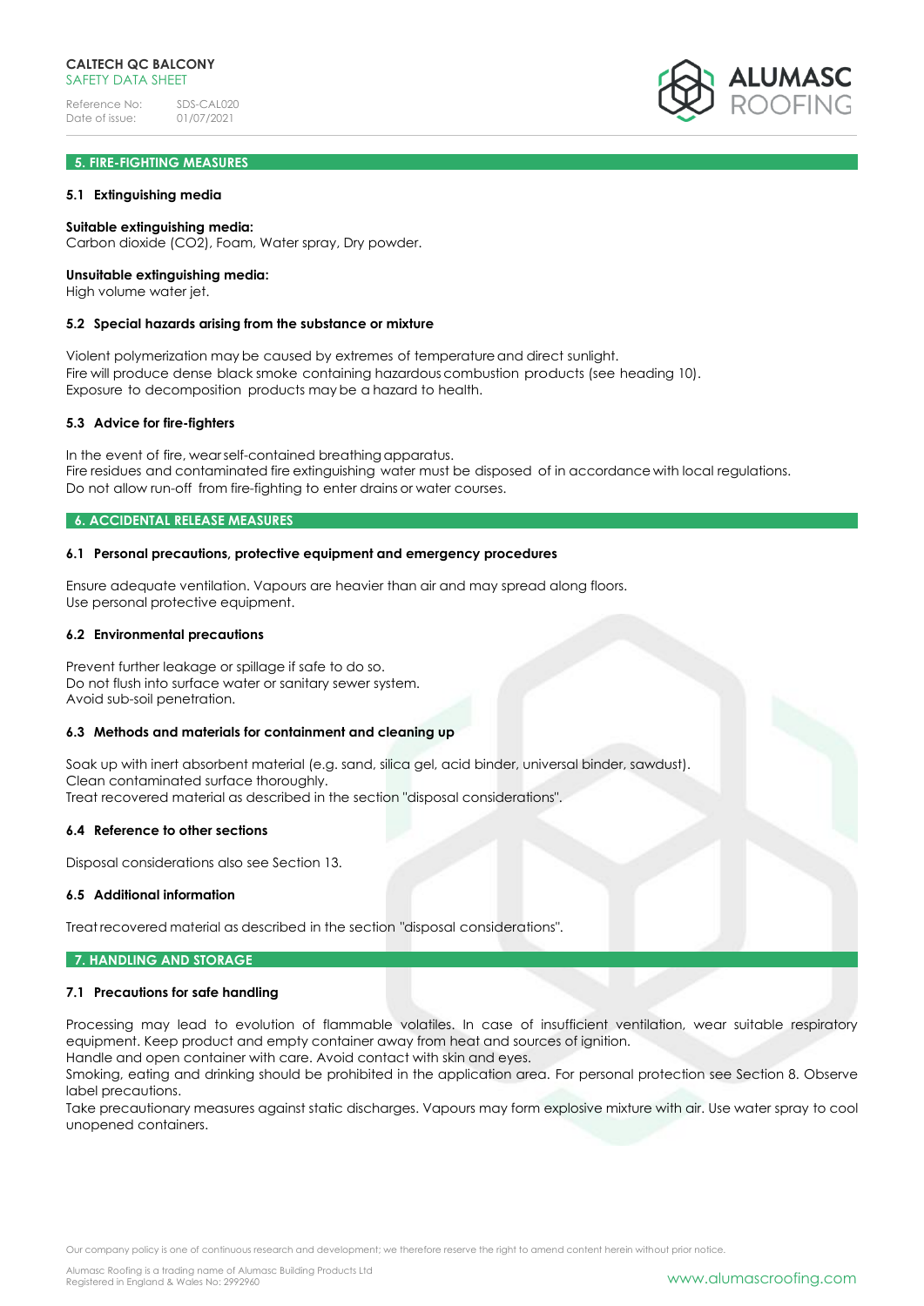## 5. FIRE-FIGHTING MEASURES

### 5.1 Extinguishing media

**Suitable extinguishing media:**
Carbon dioxide ($CO_2$), Foam, Water spray, Dry powder.

**Unsuitable extinguishing media:**
High volume water jet.

### 5.2 Special hazards arising from the substance or mixture

Violent polymerization may be caused by extremes of temperature and direct sunlight.
Fire will produce dense black smoke containing hazardous combustion products (see heading 10).
Exposure to decomposition products may be a hazard to health.

### 5.3 Advice for fire-fighters

In the event of fire, wear self-contained breathing apparatus.
Fire residues and contaminated fire extinguishing water must be disposed of in accordance with local regulations.
Do not allow run-off from fire-fighting to enter drains or water courses.

## 6. ACCIDENTAL RELEASE MEASURES

### 6.1 Personal precautions, protective equipment and emergency procedures

Ensure adequate ventilation. Vapours are heavier than air and may spread along floors.
Use personal protective equipment.

### 6.2 Environmental precautions

Prevent further leakage or spillage if safe to do so.
Do not flush into surface water or sanitary sewer system.
Avoid sub-soil penetration.

### 6.3 Methods and materials for containment and cleaning up

Soak up with inert absorbent material (e.g. sand, silica gel, acid binder, universal binder, sawdust).
Clean contaminated surface thoroughly.
Treat recovered material as described in the section "disposal considerations".

### 6.4 Reference to other sections

Disposal considerations also see Section 13.

### 6.5 Additional information

Treat recovered material as described in the section "disposal considerations".

## 7. HANDLING AND STORAGE

### 7.1 Precautions for safe handling

Processing may lead to evolution of flammable volatiles. In case of insufficient ventilation, wear suitable respiratory equipment. Keep product and empty container away from heat and sources of ignition.
Handle and open container with care. Avoid contact with skin and eyes.
Smoking, eating and drinking should be prohibited in the application area. For personal protection see Section 8. Observe label precautions.
Take precautionary measures against static discharges. Vapours may form explosive mixture with air. Use water spray to cool unopened containers.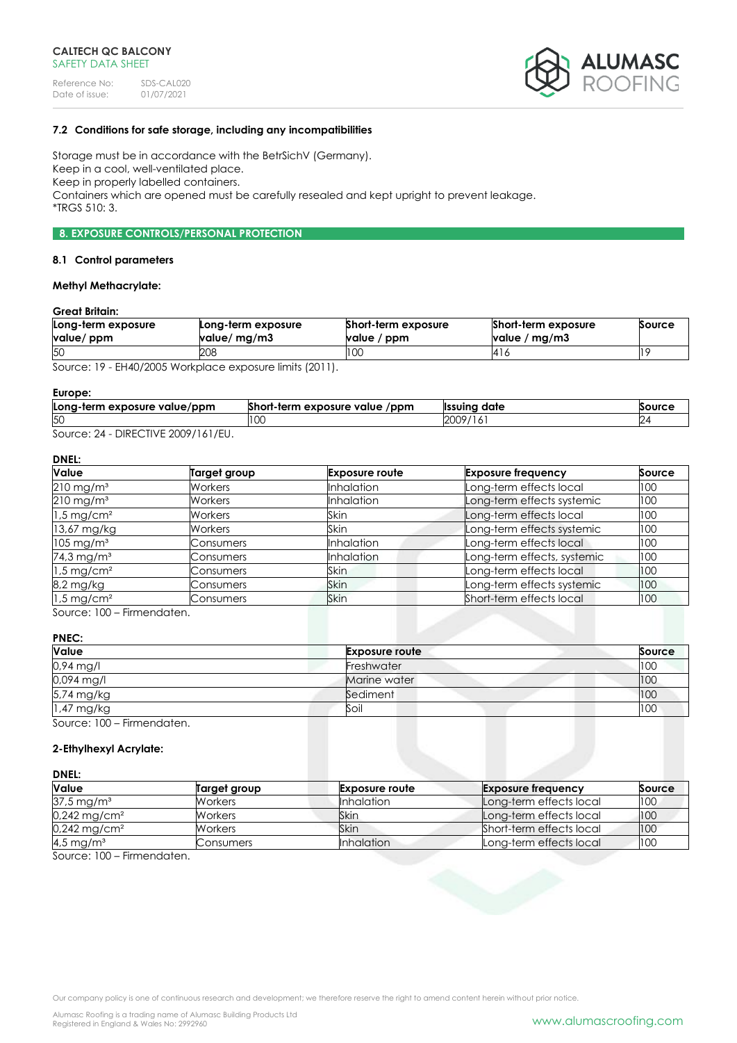### 7.2 Conditions for safe storage, including any incompatibilities

Storage must be in accordance with the BetrSichV (Germany).
Keep in a cool, well-ventilated place.
Keep in properly labelled containers.
Containers which are opened must be carefully resealed and kept upright to prevent leakage.
*TRGS 510: 3.

## 8. EXPOSURE CONTROLS/PERSONAL PROTECTION

### 8.1 Control parameters

**Methyl Methacrylate:**

**Great Britain:**

| Long-term exposure value/ ppm | Long-term exposure value/ mg/m3 | Short-term exposure value / ppm | Short-term exposure value / mg/m3 | Source |
|---|---|---|---|---|
| 50 | 208 | 100 | 416 | 19 |

Source: 19 - EH40/2005 Workplace exposure limits (2011).

**Europe:**

| Long-term exposure value/ppm | Short-term exposure value /ppm | Issuing date | Source |
|---|---|---|---|
| 50 | 100 | 2009/161 | 24 |

Source: 24 - DIRECTIVE 2009/161/EU.

**DNEL:**

| Value | Target group | Exposure route | Exposure frequency | Source |
|---|---|---|---|---|
| 210 mg/m³ | Workers | Inhalation | Long-term effects local | 100 |
| 210 mg/m³ | Workers | Inhalation | Long-term effects systemic | 100 |
| 1,5 mg/cm² | Workers | Skin | Long-term effects local | 100 |
| 13,67 mg/kg | Workers | Skin | Long-term effects systemic | 100 |
| 105 mg/m³ | Consumers | Inhalation | Long-term effects local | 100 |
| 74,3 mg/m³ | Consumers | Inhalation | Long-term effects, systemic | 100 |
| 1,5 mg/cm² | Consumers | Skin | Long-term effects local | 100 |
| 8,2 mg/kg | Consumers | Skin | Long-term effects systemic | 100 |
| 1,5 mg/cm² | Consumers | Skin | Short-term effects local | 100 |

Source: 100 – Firmendaten.

**PNEC:**

| Value | Exposure route | Source |
|---|---|---|
| 0,94 mg/l | Freshwater | 100 |
| 0,094 mg/l | Marine water | 100 |
| 5,74 mg/kg | Sediment | 100 |
| 1,47 mg/kg | Soil | 100 |

Source: 100 – Firmendaten.

**2-Ethylhexyl Acrylate:**

**DNEL:**

| Value | Target group | Exposure route | Exposure frequency | Source |
|---|---|---|---|---|
| 37,5 mg/m³ | Workers | Inhalation | Long-term effects local | 100 |
| 0,242 mg/cm² | Workers | Skin | Long-term effects local | 100 |
| 0,242 mg/cm² | Workers | Skin | Short-term effects local | 100 |
| 4,5 mg/m³ | Consumers | Inhalation | Long-term effects local | 100 |

Source: 100 – Firmendaten.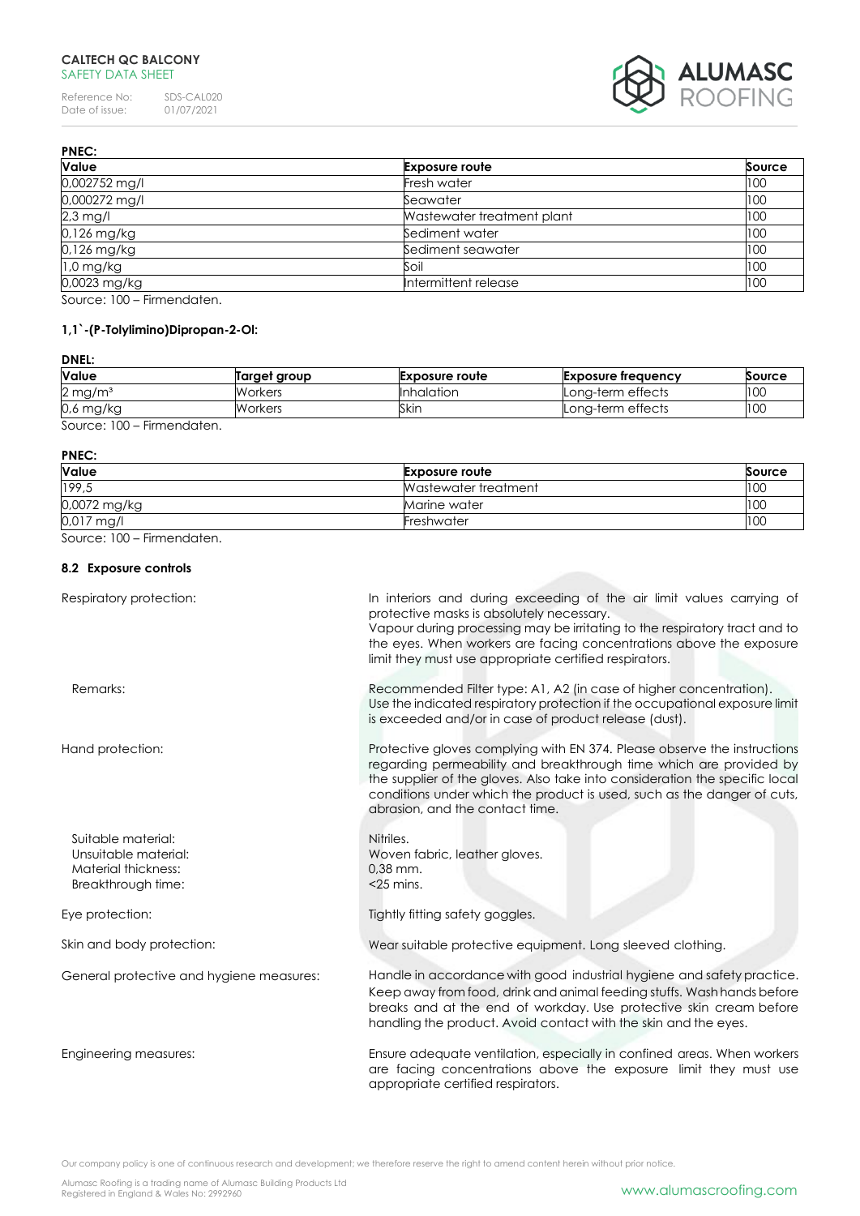**PNEC:**

| Value | Exposure route | Source |
|---|---|---|
| 0,002752 mg/l | Fresh water | 100 |
| 0,000272 mg/l | Seawater | 100 |
| 2,3 mg/l | Wastewater treatment plant | 100 |
| 0,126 mg/kg | Sediment water | 100 |
| 0,126 mg/kg | Sediment seawater | 100 |
| 1,0 mg/kg | Soil | 100 |
| 0,0023 mg/kg | Intermittent release | 100 |

Source: 100 – Firmendaten.

### 1,1`-(P-Tolylimino)Dipropan-2-Ol:

**DNEL:**

| Value | Target group | Exposure route | Exposure frequency | Source |
|---|---|---|---|---|
| 2 mg/m³ | Workers | Inhalation | Long-term effects | 100 |
| 0,6 mg/kg | Workers | Skin | Long-term effects | 100 |

Source: 100 – Firmendaten.

**PNEC:**

| Value | Exposure route | Source |
|---|---|---|
| 199,5 | Wastewater treatment | 100 |
| 0,0072 mg/kg | Marine water | 100 |
| 0,017 mg/l | Freshwater | 100 |

Source: 100 – Firmendaten.

### 8.2 Exposure controls

Respiratory protection: In interiors and during exceeding of the air limit values carrying of protective masks is absolutely necessary. Vapour during processing may be irritating to the respiratory tract and to the eyes. When workers are facing concentrations above the exposure limit they must use appropriate certified respirators.

Remarks: Recommended Filter type: A1, A2 (in case of higher concentration). Use the indicated respiratory protection if the occupational exposure limit is exceeded and/or in case of product release (dust).

Hand protection: Protective gloves complying with EN 374. Please observe the instructions regarding permeability and breakthrough time which are provided by the supplier of the gloves. Also take into consideration the specific local conditions under which the product is used, such as the danger of cuts, abrasion, and the contact time.

Suitable material: Nitriles.
Unsuitable material: Woven fabric, leather gloves.
Material thickness: 0,38 mm.
Breakthrough time: <25 mins.

Eye protection: Tightly fitting safety goggles.

Skin and body protection: Wear suitable protective equipment. Long sleeved clothing.

General protective and hygiene measures: Handle in accordance with good industrial hygiene and safety practice. Keep away from food, drink and animal feeding stuffs. Wash hands before breaks and at the end of workday. Use protective skin cream before handling the product. Avoid contact with the skin and the eyes.

Engineering measures: Ensure adequate ventilation, especially in confined areas. When workers are facing concentrations above the exposure limit they must use appropriate certified respirators.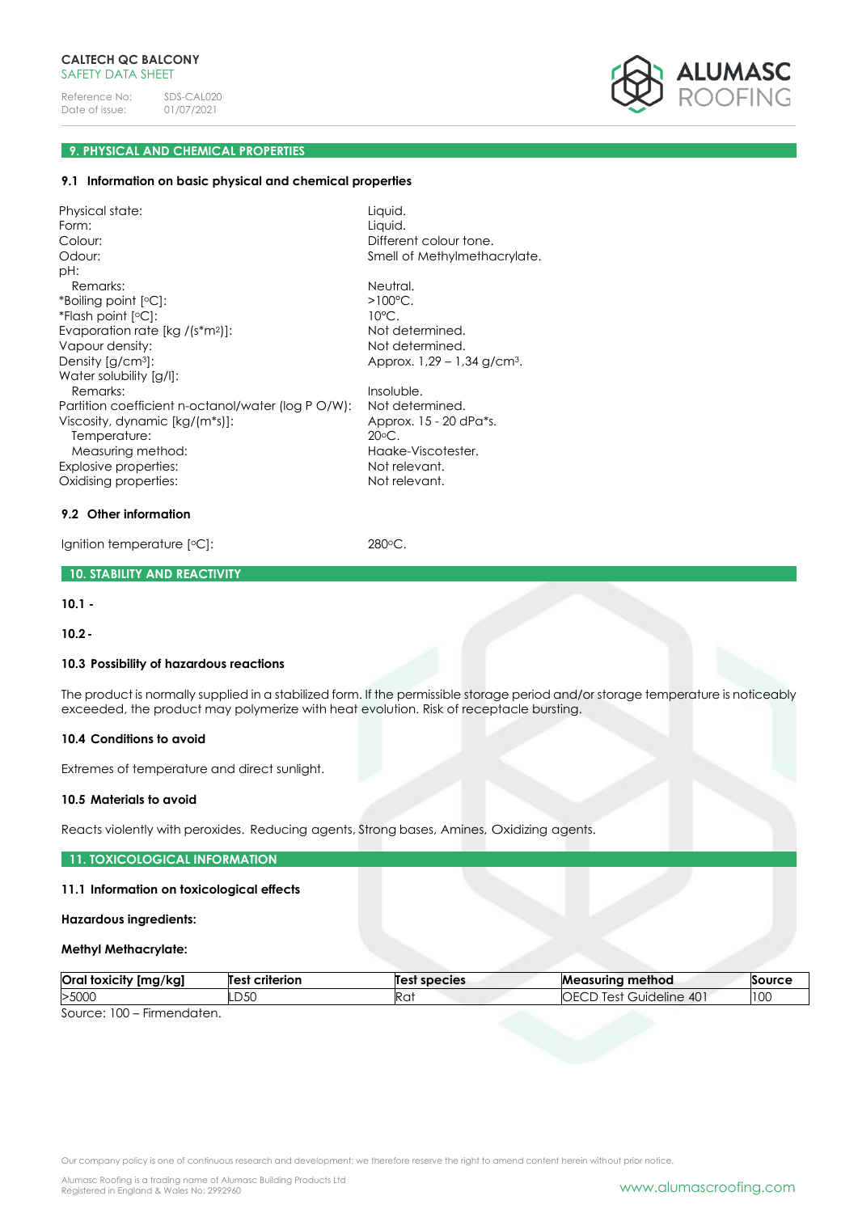## 9. PHYSICAL AND CHEMICAL PROPERTIES

### 9.1 Information on basic physical and chemical properties

| | |
|---|---|
| Physical state: | Liquid. |
| Form: | Liquid. |
| Colour: | Different colour tone. |
| Odour: | Smell of Methylmethacrylate. |
| pH: | |
| Remarks: | Neutral. |
| *Boiling point [°C]: | >100°C. |
| *Flash point [°C]: | 10°C. |
| Evaporation rate [kg /(s*m²)]: | Not determined. |
| Vapour density: | Not determined. |
| Density [g/cm³]: | Approx. 1,29 – 1,34 g/cm³. |
| Water solubility [g/l]: | |
| Remarks: | Insoluble. |
| Partition coefficient n-octanol/water (log P O/W): | Not determined. |
| Viscosity, dynamic [kg/(m*s)]: | Approx. 15 - 20 dPa*s. |
| Temperature: | 20°C. |
| Measuring method: | Haake-Viscotester. |
| Explosive properties: | Not relevant. |
| Oxidising properties: | Not relevant. |

### 9.2 Other information

Ignition temperature [°C]: 280°C.

## 10. STABILITY AND REACTIVITY

**10.1 -**

**10.2 -**

### 10.3 Possibility of hazardous reactions

The product is normally supplied in a stabilized form. If the permissible storage period and/or storage temperature is noticeably exceeded, the product may polymerize with heat evolution. Risk of receptacle bursting.

### 10.4 Conditions to avoid

Extremes of temperature and direct sunlight.

### 10.5 Materials to avoid

Reacts violently with peroxides. Reducing agents, Strong bases, Amines, Oxidizing agents.

## 11. TOXICOLOGICAL INFORMATION

### 11.1 Information on toxicological effects

**Hazardous ingredients:**

**Methyl Methacrylate:**

| Oral toxicity [mg/kg] | Test criterion | Test species | Measuring method | Source |
|---|---|---|---|---|
| >5000 | LD50 | Rat | OECD Test Guideline 401 | 100 |

Source: 100 – Firmendaten.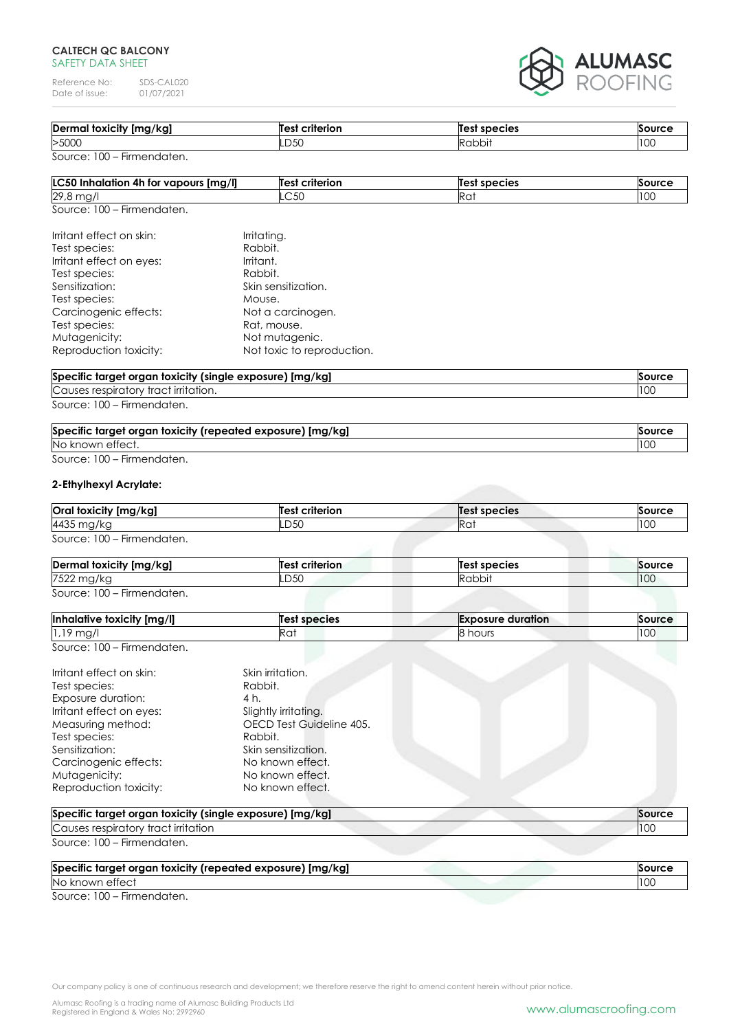| Dermal toxicity [mg/kg] | Test criterion | Test species | Source |
|---|---|---|---|
| >5000 | LD50 | Rabbit | 100 |

Source: 100 – Firmendaten.

| LC50 Inhalation 4h for vapours [mg/l] | Test criterion | Test species | Source |
|---|---|---|---|
| 29,8 mg/l | LC50 | Rat | 100 |

Source: 100 – Firmendaten.

Irritant effect on skin: Irritating.
Test species: Rabbit.
Irritant effect on eyes: Irritant.
Test species: Rabbit.
Sensitization: Skin sensitization.
Test species: Mouse.
Carcinogenic effects: Not a carcinogen.
Test species: Rat, mouse.
Mutagenicity: Not mutagenic.
Reproduction toxicity: Not toxic to reproduction.

| Specific target organ toxicity (single exposure) [mg/kg] | Source |
|---|---|
| Causes respiratory tract irritation. | 100 |

Source: 100 – Firmendaten.

| Specific target organ toxicity (repeated exposure) [mg/kg] | Source |
|---|---|
| No known effect. | 100 |

Source: 100 – Firmendaten.

**2-Ethylhexyl Acrylate:**

| Oral toxicity [mg/kg] | Test criterion | Test species | Source |
|---|---|---|---|
| 4435 mg/kg | LD50 | Rat | 100 |

Source: 100 – Firmendaten.

| Dermal toxicity [mg/kg] | Test criterion | Test species | Source |
|---|---|---|---|
| 7522 mg/kg | LD50 | Rabbit | 100 |

Source: 100 – Firmendaten.

| Inhalative toxicity [mg/l] | Test species | Exposure duration | Source |
|---|---|---|---|
| 1,19 mg/l | Rat | 8 hours | 100 |

Source: 100 – Firmendaten.

Irritant effect on skin: Skin irritation.
Test species: Rabbit.
Exposure duration: 4 h.
Irritant effect on eyes: Slightly irritating.
Measuring method: OECD Test Guideline 405.
Test species: Rabbit.
Sensitization: Skin sensitization.
Carcinogenic effects: No known effect.
Mutagenicity: No known effect.
Reproduction toxicity: No known effect.

| Specific target organ toxicity (single exposure) [mg/kg] | Source |
|---|---|
| Causes respiratory tract irritation | 100 |

Source: 100 – Firmendaten.

| Specific target organ toxicity (repeated exposure) [mg/kg] | Source |
|---|---|
| No known effect | 100 |

Source: 100 – Firmendaten.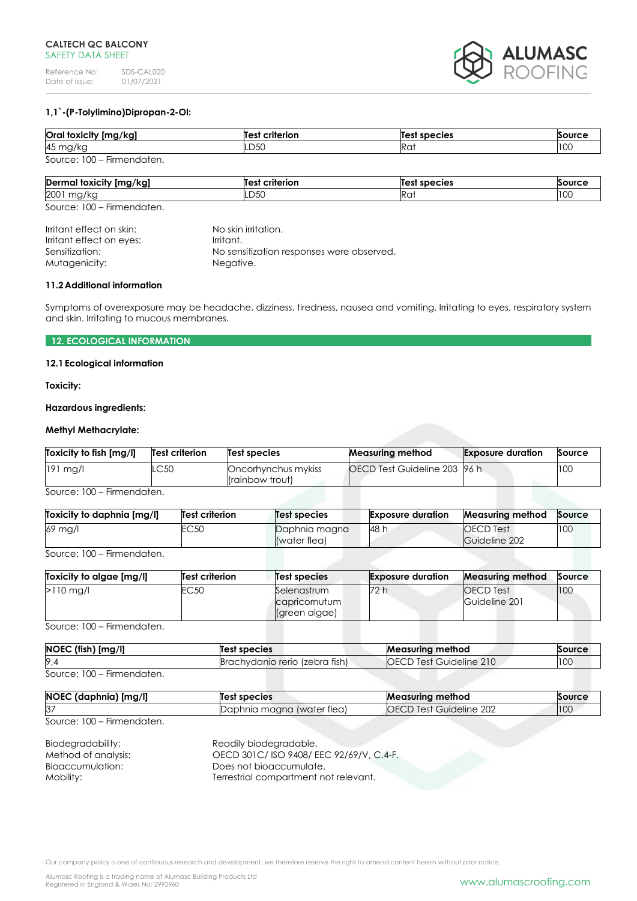### 1,1`-(P-Tolylimino)Dipropan-2-Ol:

| Oral toxicity [mg/kg] | Test criterion | Test species | Source |
|---|---|---|---|
| 45 mg/kg | LD50 | Rat | 100 |

Source: 100 – Firmendaten.

| Dermal toxicity [mg/kg] | Test criterion | Test species | Source |
|---|---|---|---|
| 2001 mg/kg | LD50 | Rat | 100 |

Source: 100 – Firmendaten.

Irritant effect on skin: No skin irritation.
Irritant effect on eyes: Irritant.
Sensitization: No sensitization responses were observed.
Mutagenicity: Negative.

### 11.2 Additional information

Symptoms of overexposure may be headache, dizziness, tiredness, nausea and vomiting. Irritating to eyes, respiratory system and skin. Irritating to mucous membranes.

## 12. ECOLOGICAL INFORMATION

### 12.1 Ecological information

**Toxicity:**

**Hazardous ingredients:**

**Methyl Methacrylate:**

| Toxicity to fish [mg/l] | Test criterion | Test species | Measuring method | Exposure duration | Source |
|---|---|---|---|---|---|
| 191 mg/l | LC50 | Oncorhynchus mykiss (rainbow trout) | OECD Test Guideline 203 | 96 h | 100 |

Source: 100 – Firmendaten.

| Toxicity to daphnia [mg/l] | Test criterion | Test species | Exposure duration | Measuring method | Source |
|---|---|---|---|---|---|
| 69 mg/l | EC50 | Daphnia magna (water flea) | 48 h | OECD Test Guideline 202 | 100 |

Source: 100 – Firmendaten.

| Toxicity to algae [mg/l] | Test criterion | Test species | Exposure duration | Measuring method | Source |
|---|---|---|---|---|---|
| >110 mg/l | EC50 | Selenastrum capricornutum (green algae) | 72 h | OECD Test Guideline 201 | 100 |

Source: 100 – Firmendaten.

| NOEC (fish) [mg/l] | Test species | Measuring method | Source |
|---|---|---|---|
| 9,4 | Brachydanio rerio (zebra fish) | OECD Test Guideline 210 | 100 |

Source: 100 – Firmendaten.

| NOEC (daphnia) [mg/l] | Test species | Measuring method | Source |
|---|---|---|---|
| 37 | Daphnia magna (water flea) | OECD Test Guideline 202 | 100 |

Source: 100 – Firmendaten.

Biodegradability: Readily biodegradable.
Method of analysis: OECD 301C/ ISO 9408/ EEC 92/69/V, C.4-F.
Bioaccumulation: Does not bioaccumulate.
Mobility: Terrestrial compartment not relevant.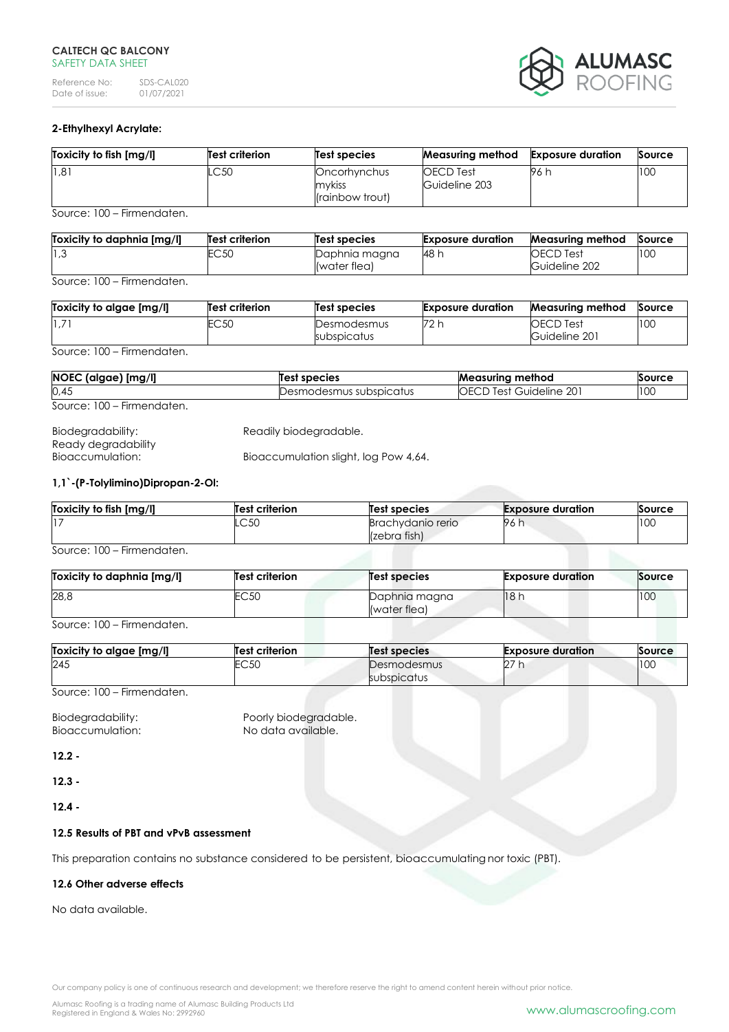**2-Ethylhexyl Acrylate:**

| Toxicity to fish [mg/l] | Test criterion | Test species | Measuring method | Exposure duration | Source |
|---|---|---|---|---|---|
| 1,81 | LC50 | Oncorhynchus mykiss (rainbow trout) | OECD Test Guideline 203 | 96 h | 100 |

Source: 100 – Firmendaten.

| Toxicity to daphnia [mg/l] | Test criterion | Test species | Exposure duration | Measuring method | Source |
|---|---|---|---|---|---|
| 1,3 | EC50 | Daphnia magna (water flea) | 48 h | OECD Test Guideline 202 | 100 |

Source: 100 – Firmendaten.

| Toxicity to algae [mg/l] | Test criterion | Test species | Exposure duration | Measuring method | Source |
|---|---|---|---|---|---|
| 1,71 | EC50 | Desmodesmus subspicatus | 72 h | OECD Test Guideline 201 | 100 |

Source: 100 – Firmendaten.

| NOEC (algae) [mg/l] | Test species | Measuring method | Source |
|---|---|---|---|
| 0,45 | Desmodesmus subspicatus | OECD Test Guideline 201 | 100 |

Source: 100 – Firmendaten.

Biodegradability: Readily biodegradable.
Ready degradability
Bioaccumulation: Bioaccumulation slight, log Pow 4,64.

**1,1`-(P-Tolylimino)Dipropan-2-Ol:**

| Toxicity to fish [mg/l] | Test criterion | Test species | Exposure duration | Source |
|---|---|---|---|---|
| 17 | LC50 | Brachydanio rerio (zebra fish) | 96 h | 100 |

Source: 100 – Firmendaten.

| Toxicity to daphnia [mg/l] | Test criterion | Test species | Exposure duration | Source |
|---|---|---|---|---|
| 28,8 | EC50 | Daphnia magna (water flea) | 18 h | 100 |

Source: 100 – Firmendaten.

| Toxicity to algae [mg/l] | Test criterion | Test species | Exposure duration | Source |
|---|---|---|---|---|
| 245 | EC50 | Desmodesmus subspicatus | 27 h | 100 |

Source: 100 – Firmendaten.

Biodegradability: Poorly biodegradable.
Bioaccumulation: No data available.

**12.2 -**

**12.3 -**

**12.4 -**

**12.5 Results of PBT and vPvB assessment**

This preparation contains no substance considered to be persistent, bioaccumulating nor toxic (PBT).

**12.6 Other adverse effects**

No data available.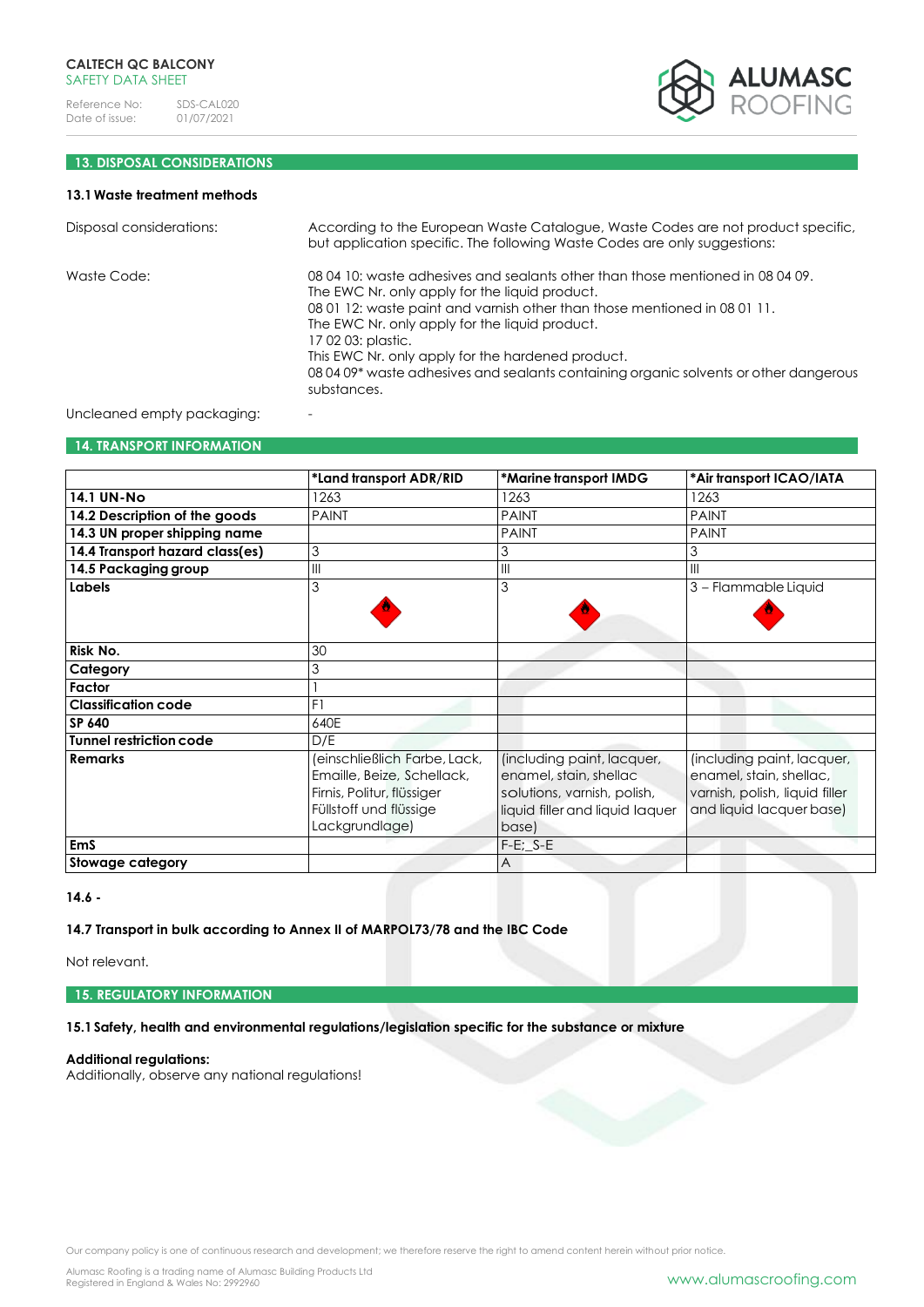## 13. DISPOSAL CONSIDERATIONS

### 13.1 Waste treatment methods

Disposal considerations: According to the European Waste Catalogue, Waste Codes are not product specific, but application specific. The following Waste Codes are only suggestions:

Waste Code:

08 04 10: waste adhesives and sealants other than those mentioned in 08 04 09.
The EWC Nr. only apply for the liquid product.
08 01 12: waste paint and varnish other than those mentioned in 08 01 11.
The EWC Nr. only apply for the liquid product.
17 02 03: plastic.
This EWC Nr. only apply for the hardened product.
08 04 09* waste adhesives and sealants containing organic solvents or other dangerous substances.

Uncleaned empty packaging: -

## 14. TRANSPORT INFORMATION

| | *Land transport ADR/RID | *Marine transport IMDG | *Air transport ICAO/IATA |
|---|---|---|---|
| **14.1 UN-No** | 1263 | 1263 | 1263 |
| **14.2 Description of the goods** | PAINT | PAINT | PAINT |
| **14.3 UN proper shipping name** | | PAINT | PAINT |
| **14.4 Transport hazard class(es)** | 3 | 3 | 3 |
| **14.5 Packaging group** | III | III | III |
| **Labels** | 3 | 3 | 3 – Flammable Liquid |
| **Risk No.** | 30 | | |
| **Category** | 3 | | |
| **Factor** | 1 | | |
| **Classification code** | F1 | | |
| **SP 640** | 640E | | |
| **Tunnel restriction code** | D/E | | |
| **Remarks** | (einschließlich Farbe, Lack, Emaille, Beize, Schellack, Firnis, Politur, flüssiger Füllstoff und flüssige Lackgrundlage) | (including paint, lacquer, enamel, stain, shellac solutions, varnish, polish, liquid filler and liquid laquer base) | (including paint, lacquer, enamel, stain, shellac, varnish, polish, liquid filler and liquid lacquer base) |
| **EmS** | | F-E; S-E | |
| **Stowage category** | | A | |

**14.6 -**

**14.7 Transport in bulk according to Annex II of MARPOL73/78 and the IBC Code**

Not relevant.

## 15. REGULATORY INFORMATION

**15.1 Safety, health and environmental regulations/legislation specific for the substance or mixture**

**Additional regulations:**
Additionally, observe any national regulations!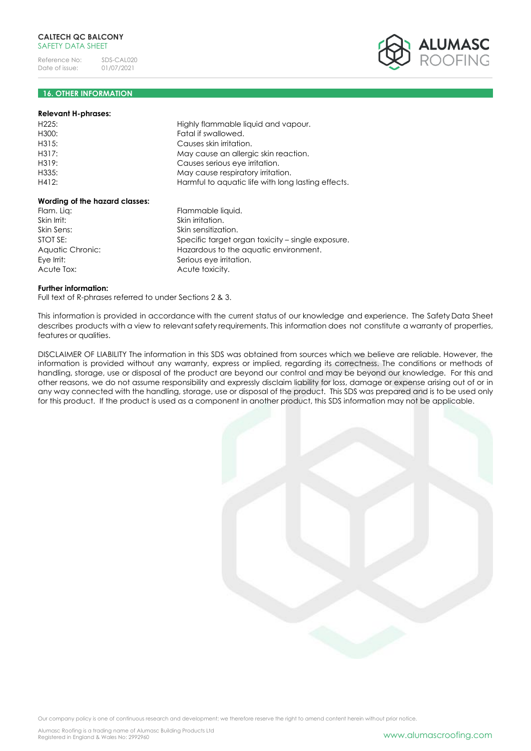## 16. OTHER INFORMATION

**Relevant H-phrases:**

| | |
|---|---|
| H225: | Highly flammable liquid and vapour. |
| H300: | Fatal if swallowed. |
| H315: | Causes skin irritation. |
| H317: | May cause an allergic skin reaction. |
| H319: | Causes serious eye irritation. |
| H335: | May cause respiratory irritation. |
| H412: | Harmful to aquatic life with long lasting effects. |

**Wording of the hazard classes:**

| | |
|---|---|
| Flam. Liq: | Flammable liquid. |
| Skin Irrit: | Skin irritation. |
| Skin Sens: | Skin sensitization. |
| STOT SE: | Specific target organ toxicity – single exposure. |
| Aquatic Chronic: | Hazardous to the aquatic environment. |
| Eye Irrit: | Serious eye irritation. |
| Acute Tox: | Acute toxicity. |

**Further information:**
Full text of R-phrases referred to under Sections 2 & 3.

This information is provided in accordance with the current status of our knowledge and experience. The Safety Data Sheet describes products with a view to relevant safety requirements. This information does not constitute a warranty of properties, features or qualities.

DISCLAIMER OF LIABILITY The information in this SDS was obtained from sources which we believe are reliable. However, the information is provided without any warranty, express or implied, regarding its correctness. The conditions or methods of handling, storage, use or disposal of the product are beyond our control and may be beyond our knowledge. For this and other reasons, we do not assume responsibility and expressly disclaim liability for loss, damage or expense arising out of or in any way connected with the handling, storage, use or disposal of the product. This SDS was prepared and is to be used only for this product. If the product is used as a component in another product, this SDS information may not be applicable.